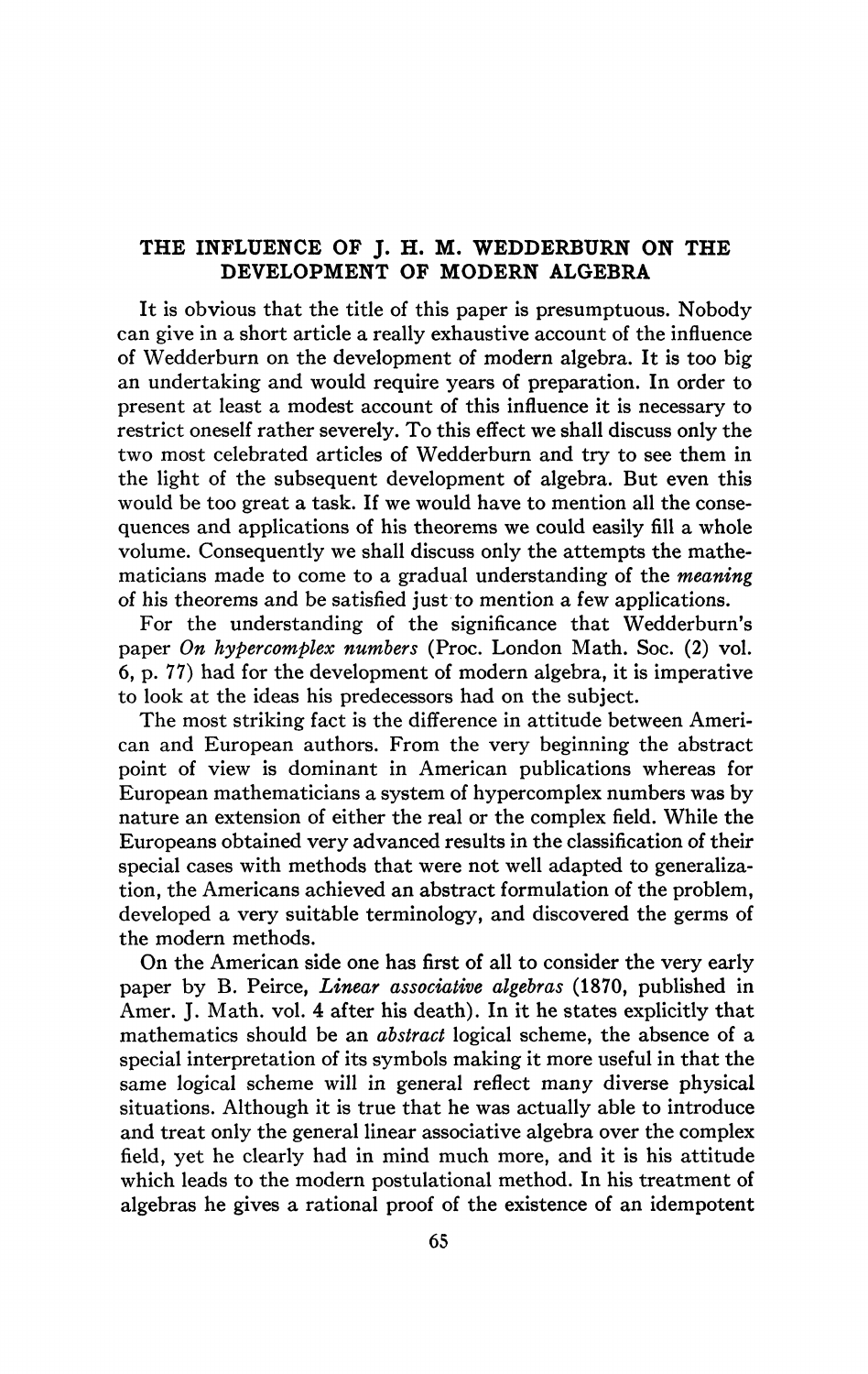# THE INFLUENCE OF J. H. M. WEDDERBURN ON THE DEVELOPMENT OF MODERN ALGEBRA

It is obvious that the title of this paper is presumptuous. Nobody can give in a short article a really exhaustive account of the influence of Wedderburn on the development of modern algebra. It is too big an undertaking and would require years of preparation. In order to present at least a modest account of this influence it is necessary to restrict oneself rather severely. To this effect we shall discuss only the two most celebrated articles of Wedderburn and try to see them in the light of the subsequent development of algebra. But even this would be too great a task. If we would have to mention all the consequences and applications of his theorems we could easily fill a whole volume. Consequently we shall discuss only the attempts the mathematicians made to come to a gradual understanding of the *meaning* of his theorems and be satisfied just to mention a few applications.

For the understanding of the significance that Wedderburn's paper *On hypercomplex numbers* (Proc. London Math. Soc. (2) vol. 6, p. 77) had for the development of modern algebra, it is imperative to look at the ideas his predecessors had on the subject.

The most striking fact is the difference in attitude between American and European authors. From the very beginning the abstract point of view is dominant in American publications whereas for European mathematicians a system of hypercomplex numbers was by nature an extension of either the real or the complex field. While the Europeans obtained very advanced results in the classification of their special cases with methods that were not well adapted to generalization, the Americans achieved an abstract formulation of the problem, developed a very suitable terminology, and discovered the germs of the modern methods.

On the American side one has first of all to consider the very early paper by B. Peirce, *Linear associative algebras* (1870, published in Amer. J. Math. vol. 4 after his death). In it he states explicitly that mathematics should be an *abstract* logical scheme, the absence of a special interpretation of its symbols making it more useful in that the same logical scheme will in general reflect many diverse physical situations. Although it is true that he was actually able to introduce and treat only the general linear associative algebra over the complex field, yet he clearly had in mind much more, and it is his attitude which leads to the modern postulational method. In his treatment of algebras he gives a rational proof of the existence of an idempotent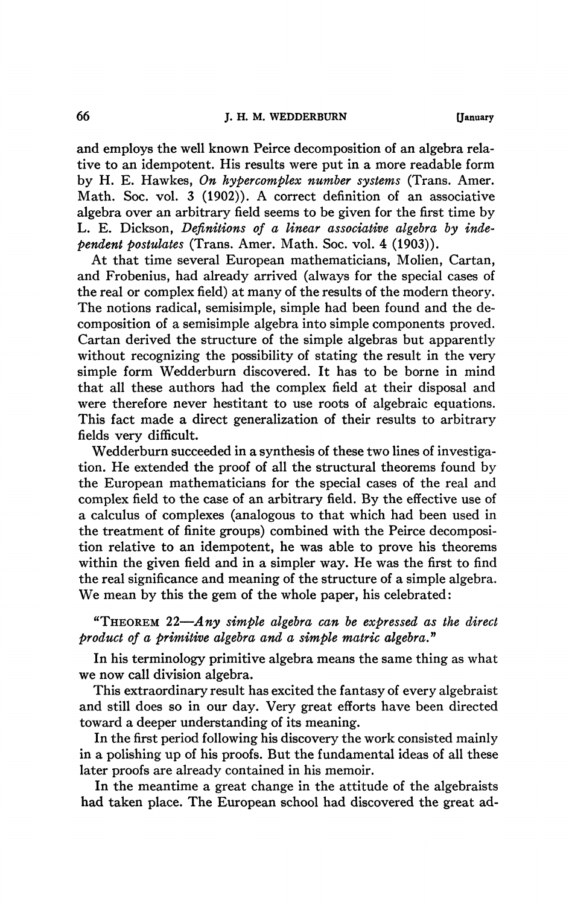and employs the well known Peirce decomposition of an algebra relative to an idempotent. His results were put in a more readable form by H. E. Hawkes, *On hypercomplex number systems* (Trans. Amer. Math. Soc. vol. 3 (1902)). A correct definition of an associative algebra over an arbitrary field seems to be given for the first time by L. E. Dickson, *Definitions of a linear associative algebra by independent postulates* (Trans. Amer. Math. Soc. vol. 4 (1903)).

At that time several European mathematicians, Molien, Cartan, and Frobenius, had already arrived (always for the special cases of the real or complex field) at many of the results of the modern theory. The notions radical, semisimple, simple had been found and the decomposition of a semisimple algebra into simple components proved. Cartan derived the structure of the simple algebras but apparently without recognizing the possibility of stating the result in the very simple form Wedderburn discovered. It has to be borne in mind that all these authors had the complex field at their disposal and were therefore never hestitant to use roots of algebraic equations. This fact made a direct generalization of their results to arbitrary fields very difficult.

Wedderburn succeeded in a synthesis of these two lines of investigation. He extended the proof of all the structural theorems found by the European mathematicians for the special cases of the real and complex field to the case of an arbitrary field. By the effective use of a calculus of complexes (analogous to that which had been used in the treatment of finite groups) combined with the Peirce decomposition relative to an idempotent, he was able to prove his theorems within the given field and in a simpler way. He was the first to find the real significance and meaning of the structure of a simple algebra. We mean by this the gem of the whole paper, his celebrated:

"THEOREM 22—*Any simple algebra can be expressed as the direct product of a primitive algebra and a simple matric algebra.*"

In his terminology primitive algebra means the same thing as what we now call division algebra.

This extraordinary result has excited the fantasy of every algebraist and still does so in our day. Very great efforts have been directed toward a deeper understanding of its meaning.

In the first period following his discovery the work consisted mainly in a polishing up of his proofs. But the fundamental ideas of all these later proofs are already contained in his memoir.

In the meantime a great change in the attitude of the algebraists had taken place. The European school had discovered the great ad-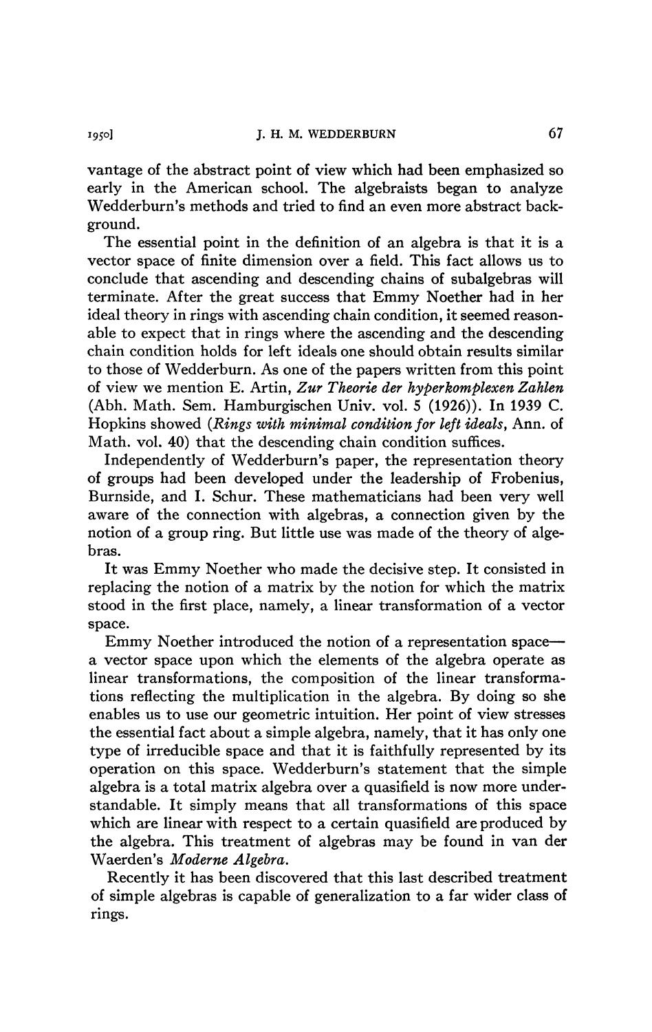vantage of the abstract point of view which had been emphasized so early in the American school. The algebraists began to analyze Wedderburn's methods and tried to find an even more abstract background.

The essential point in the definition of an algebra is that it is a vector space of finite dimension over a field. This fact allows us to conclude that ascending and descending chains of subalgebras will terminate. After the great success that Emmy Noether had in her ideal theory in rings with ascending chain condition, it seemed reasonable to expect that in rings where the ascending and the descending chain condition holds for left ideals one should obtain results similar to those of Wedderburn. As one of the papers written from this point of view we mention E. Artin, *Zur Theorie der hyperkomplexen Zahlen* (Abh. Math. Sem. Hamburgischen Univ. vol. 5 (1926)). In 1939 C. Hopkins showed (*Rings with minimal condition for left ideals*, Ann. of Math. vol. 40) that the descending chain condition suffices.

Independently of Wedderburn's paper, the representation theory of groups had been developed under the leadership of Frobenius, Burnside, and I. Schur. These mathematicians had been very well aware of the connection with algebras, a connection given by the notion of a group ring. But little use was made of the theory of algebras.

It was Emmy Noether who made the decisive step. It consisted in replacing the notion of a matrix by the notion for which the matrix stood in the first place, namely, a linear transformation of a vector space.

Emmy Noether introduced the notion of a representation space—a vector space upon which the elements of the algebra operate as linear transformations, the composition of the linear transformations reflecting the multiplication in the algebra. By doing so she enables us to use our geometric intuition. Her point of view stresses the essential fact about a simple algebra, namely, that it has only one type of irreducible space and that it is faithfully represented by its operation on this space. Wedderburn's statement that the simple algebra is a total matrix algebra over a quasifield is now more understandable. It simply means that all transformations of this space which are linear with respect to a certain quasifield are produced by the algebra. This treatment of algebras may be found in van der Waerden's *Moderne Algebra*.

Recently it has been discovered that this last described treatment of simple algebras is capable of generalization to a far wider class of rings.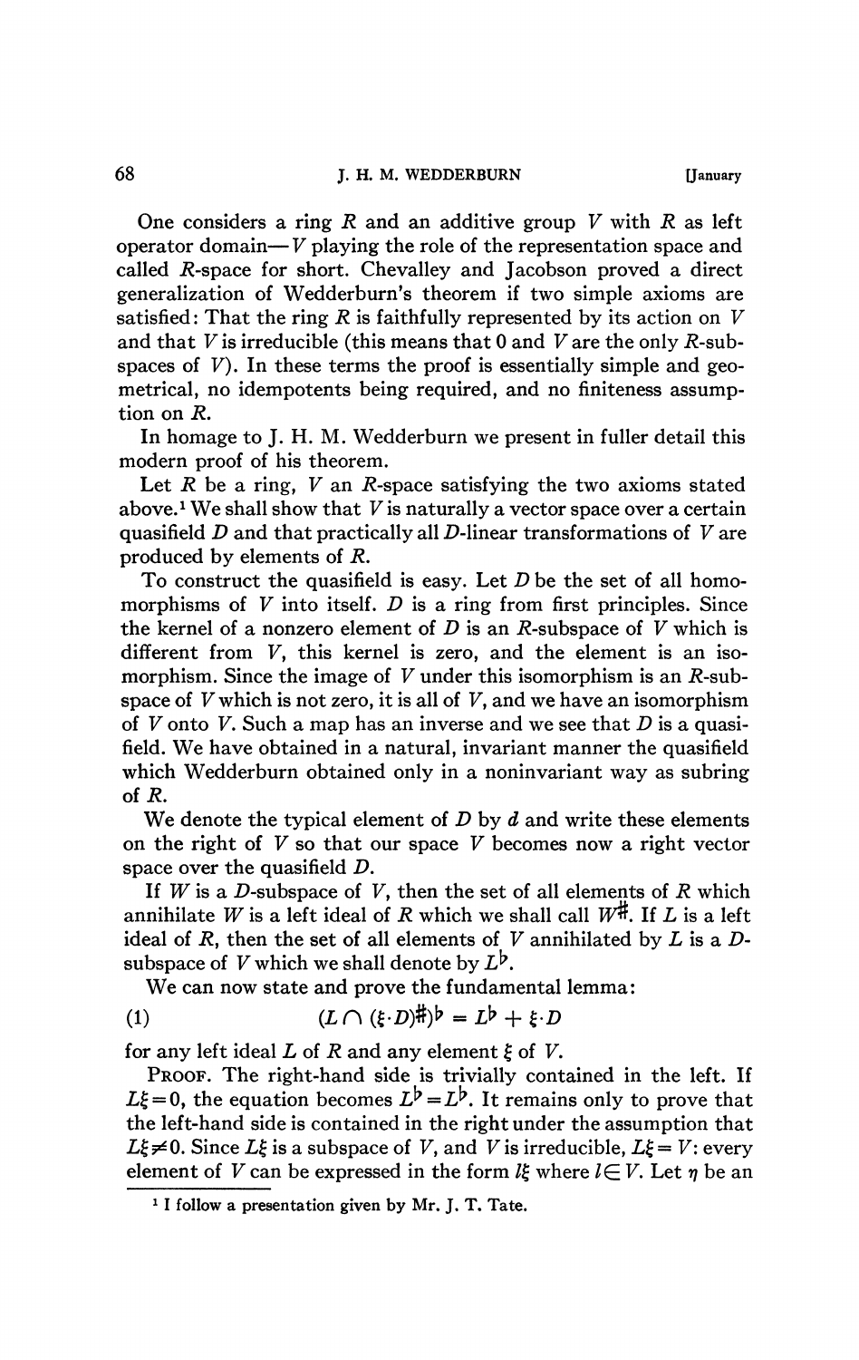One considers a ring $R$ and an additive group $V$ with $R$ as left operator domain— $V$ playing the role of the representation space and called $R$-space for short. Chevalley and Jacobson proved a direct generalization of Wedderburn's theorem if two simple axioms are satisfied: That the ring $R$ is faithfully represented by its action on $V$ and that $V$ is irreducible (this means that 0 and $V$ are the only $R$-subspaces of $V$). In these terms the proof is essentially simple and geometrical, no idempotents being required, and no finiteness assumption on $R$.

In homage to J. H. M. Wedderburn we present in fuller detail this modern proof of his theorem.

Let $R$ be a ring, $V$ an $R$-space satisfying the two axioms stated above.[1] We shall show that $V$ is naturally a vector space over a certain quasifield $D$ and that practically all $D$-linear transformations of $V$ are produced by elements of $R$.

To construct the quasifield is easy. Let $D$ be the set of all homomorphisms of $V$ into itself. $D$ is a ring from first principles. Since the kernel of a nonzero element of $D$ is an $R$-subspace of $V$ which is different from $V$, this kernel is zero, and the element is an isomorphism. Since the image of $V$ under this isomorphism is an $R$-subspace of $V$ which is not zero, it is all of $V$, and we have an isomorphism of $V$ onto $V$. Such a map has an inverse and we see that $D$ is a quasifield. We have obtained in a natural, invariant manner the quasifield which Wedderburn obtained only in a noninvariant way as subring of $R$.

We denote the typical element of $D$ by $d$ and write these elements on the right of $V$ so that our space $V$ becomes now a right vector space over the quasifield $D$.

If $W$ is a $D$-subspace of $V$, then the set of all elements of $R$ which annihilate $W$ is a left ideal of $R$ which we shall call $W^{\#}$. If $L$ is a left ideal of $R$, then the set of all elements of $V$ annihilated by $L$ is a $D$-subspace of $V$ which we shall denote by $L^{\flat}$.

We can now state and prove the fundamental lemma:

$$(L \cap (\xi \cdot D)^{\#})^{\flat} = L^{\flat} + \xi \cdot D \tag{1}$$

for any left ideal $L$ of $R$ and any element $\xi$ of $V$.

PROOF. The right-hand side is trivially contained in the left. If $L\xi = 0$, the equation becomes $L^{\flat} = L^{\flat}$. It remains only to prove that the left-hand side is contained in the right under the assumption that $L\xi \neq 0$. Since $L\xi$ is a subspace of $V$, and $V$ is irreducible, $L\xi = V$: every element of $V$ can be expressed in the form $l\xi$ where $l \in V$. Let $\eta$ be an

[1] I follow a presentation given by Mr. J. T. Tate.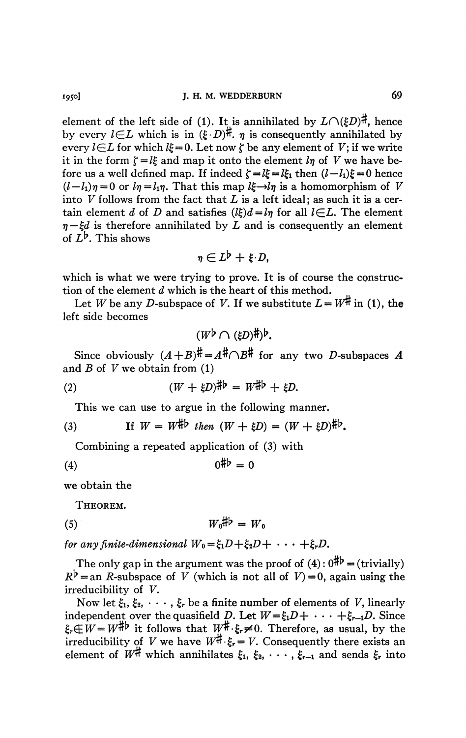element of the left side of (1). It is annihilated by $L \cap (\xi D)^{\#}$, hence by every $l \in L$ which is in $(\xi \cdot D)^{\#}$. $\eta$ is consequently annihilated by every $l \in L$ for which $l\xi = 0$. Let now $\zeta$ be any element of $V$; if we write it in the form $\zeta = l\xi$ and map it onto the element $l\eta$ of $V$ we have before us a well defined map. If indeed $\zeta = l\xi = l\xi_1$ then $(l - l_1)\xi = 0$ hence $(l - l_1)\eta = 0$ or $l\eta = l_1\eta$. That this map $l\xi \to l\eta$ is a homomorphism of $V$ into $V$ follows from the fact that $L$ is a left ideal; as such it is a certain element $d$ of $D$ and satisfies $(l\xi)d = l\eta$ for all $l \in L$. The element $\eta - \xi d$ is therefore annihilated by $L$ and is consequently an element of $L^{\flat}$. This shows

$$\eta \in L^{\flat} + \xi \cdot D,$$

which is what we were trying to prove. It is of course the construction of the element $d$ which is the heart of this method.

Let $W$ be any $D$-subspace of $V$. If we substitute $L = W^{\#}$ in (1), the left side becomes

$$(W^{\flat} \cap (\xi D)^{\#})^{\flat}.$$

Since obviously $(A + B)^{\#} = A^{\#} \cap B^{\#}$ for any two $D$-subspaces $A$ and $B$ of $V$ we obtain from (1)

$$(W + \xi D)^{\#\flat} = W^{\#\flat} + \xi D. \tag{2}$$

This we can use to argue in the following manner.

$$\text{If } W = W^{\#\flat} \text{ then } (W + \xi D) = (W + \xi D)^{\#\flat}. \tag{3}$$

Combining a repeated application of (3) with

$$0^{\#\flat} = 0 \tag{4}$$

we obtain the

THEOREM.

$$W_0^{\#\flat} = W_0 \tag{5}$$

*for any finite-dimensional* $W_0 = \xi_1 D + \xi_2 D + \cdots + \xi_r D$.

The only gap in the argument was the proof of (4): $0^{\#\flat} =$ (trivially) $R^{\flat} =$ an $R$-subspace of $V$ (which is not all of $V$) $= 0$, again using the irreducibility of $V$.

Now let $\xi_1, \xi_2, \cdots, \xi_r$ be a finite number of elements of $V$, linearly independent over the quasifield $D$. Let $W = \xi_1 D + \cdots + \xi_{r-1} D$. Since $\xi_r \notin W = W^{\#\flat}$ it follows that $W^{\#} \cdot \xi_r \neq 0$. Therefore, as usual, by the irreducibility of $V$ we have $W^{\#} \cdot \xi_r = V$. Consequently there exists an element of $W^{\#}$ which annihilates $\xi_1, \xi_2, \cdots, \xi_{r-1}$ and sends $\xi_r$ into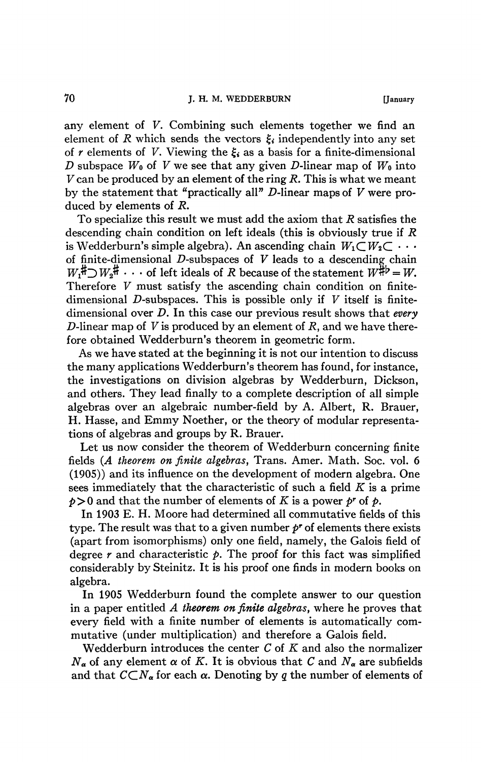any element of $V$. Combining such elements together we find an element of $R$ which sends the vectors $\xi_i$ independently into any set of $r$ elements of $V$. Viewing the $\xi_i$ as a basis for a finite-dimensional $D$ subspace $W_0$ of $V$ we see that any given $D$-linear map of $W_0$ into $V$ can be produced by an element of the ring $R$. This is what we meant by the statement that "practically all" $D$-linear maps of $V$ were produced by elements of $R$.

To specialize this result we must add the axiom that $R$ satisfies the descending chain condition on left ideals (this is obviously true if $R$ is Wedderburn's simple algebra). An ascending chain $W_1 \subset W_2 \subset \cdots$ of finite-dimensional $D$-subspaces of $V$ leads to a descending chain $W_1^{\#} \supset W_2^{\#} \cdots$ of left ideals of $R$ because of the statement $W^{\#\flat} = W$. Therefore $V$ must satisfy the ascending chain condition on finite-dimensional $D$-subspaces. This is possible only if $V$ itself is finite-dimensional over $D$. In this case our previous result shows that *every* $D$-linear map of $V$ is produced by an element of $R$, and we have therefore obtained Wedderburn's theorem in geometric form.

As we have stated at the beginning it is not our intention to discuss the many applications Wedderburn's theorem has found, for instance, the investigations on division algebras by Wedderburn, Dickson, and others. They lead finally to a complete description of all simple algebras over an algebraic number-field by A. Albert, R. Brauer, H. Hasse, and Emmy Noether, or the theory of modular representations of algebras and groups by R. Brauer.

Let us now consider the theorem of Wedderburn concerning finite fields (*A theorem on finite algebras*, Trans. Amer. Math. Soc. vol. 6 (1905)) and its influence on the development of modern algebra. One sees immediately that the characteristic of such a field $K$ is a prime $p > 0$ and that the number of elements of $K$ is a power $p^r$ of $p$.

In 1903 E. H. Moore had determined all commutative fields of this type. The result was that to a given number $p^r$ of elements there exists (apart from isomorphisms) only one field, namely, the Galois field of degree $r$ and characteristic $p$. The proof for this fact was simplified considerably by Steinitz. It is his proof one finds in modern books on algebra.

In 1905 Wedderburn found the complete answer to our question in a paper entitled *A theorem on finite algebras*, where he proves that every field with a finite number of elements is automatically commutative (under multiplication) and therefore a Galois field.

Wedderburn introduces the center $C$ of $K$ and also the normalizer $N_\alpha$ of any element $\alpha$ of $K$. It is obvious that $C$ and $N_\alpha$ are subfields and that $C \subset N_\alpha$ for each $\alpha$. Denoting by $q$ the number of elements of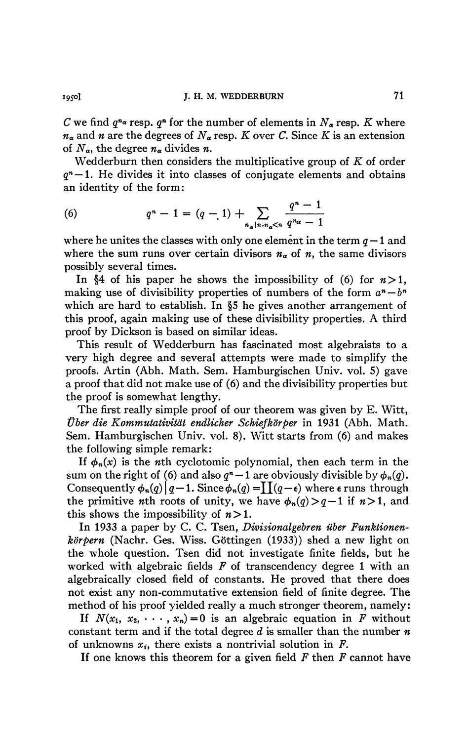$C$ we find $q^{n_\alpha}$ resp. $q^n$ for the number of elements in $N_\alpha$ resp. $K$ where $n_\alpha$ and $n$ are the degrees of $N_\alpha$ resp. $K$ over $C$. Since $K$ is an extension of $N_\alpha$, the degree $n_\alpha$ divides $n$.

Wedderburn then considers the multiplicative group of $K$ of order $q^n - 1$. He divides it into classes of conjugate elements and obtains an identity of the form:

$$q^n - 1 = (q - 1) + \sum_{n_\alpha | n, n_\alpha < n} \frac{q^n - 1}{q^{n_\alpha} - 1} \tag{6}$$

where he unites the classes with only one element in the term $q-1$ and where the sum runs over certain divisors $n_\alpha$ of $n$, the same divisors possibly several times.

In §4 of his paper he shows the impossibility of (6) for $n > 1$, making use of divisibility properties of numbers of the form $a^n - b^n$ which are hard to establish. In §5 he gives another arrangement of this proof, again making use of these divisibility properties. A third proof by Dickson is based on similar ideas.

This result of Wedderburn has fascinated most algebraists to a very high degree and several attempts were made to simplify the proofs. Artin (Abh. Math. Sem. Hamburgischen Univ. vol. 5) gave a proof that did not make use of (6) and the divisibility properties but the proof is somewhat lengthy.

The first really simple proof of our theorem was given by E. Witt, *Über die Kommutativität endlicher Schiefkörper* in 1931 (Abh. Math. Sem. Hamburgischen Univ. vol. 8). Witt starts from (6) and makes the following simple remark:

If $\phi_n(x)$ is the $n$th cyclotomic polynomial, then each term in the sum on the right of (6) and also $q^n - 1$ are obviously divisible by $\phi_n(q)$. Consequently $\phi_n(q) \mid q - 1$. Since $\phi_n(q) = \prod(q - \epsilon)$ where $\epsilon$ runs through the primitive $n$th roots of unity, we have $\phi_n(q) > q - 1$ if $n > 1$, and this shows the impossibility of $n > 1$.

In 1933 a paper by C. C. Tsen, *Divisionalgebren über Funktionenkörpern* (Nachr. Ges. Wiss. Göttingen (1933)) shed a new light on the whole question. Tsen did not investigate finite fields, but he worked with algebraic fields $F$ of transcendency degree 1 with an algebraically closed field of constants. He proved that there does not exist any non-commutative extension field of finite degree. The method of his proof yielded really a much stronger theorem, namely:

If $N(x_1, x_2, \cdots, x_n) = 0$ is an algebraic equation in $F$ without constant term and if the total degree $d$ is smaller than the number $n$ of unknowns $x_i$, there exists a nontrivial solution in $F$.

If one knows this theorem for a given field $F$ then $F$ cannot have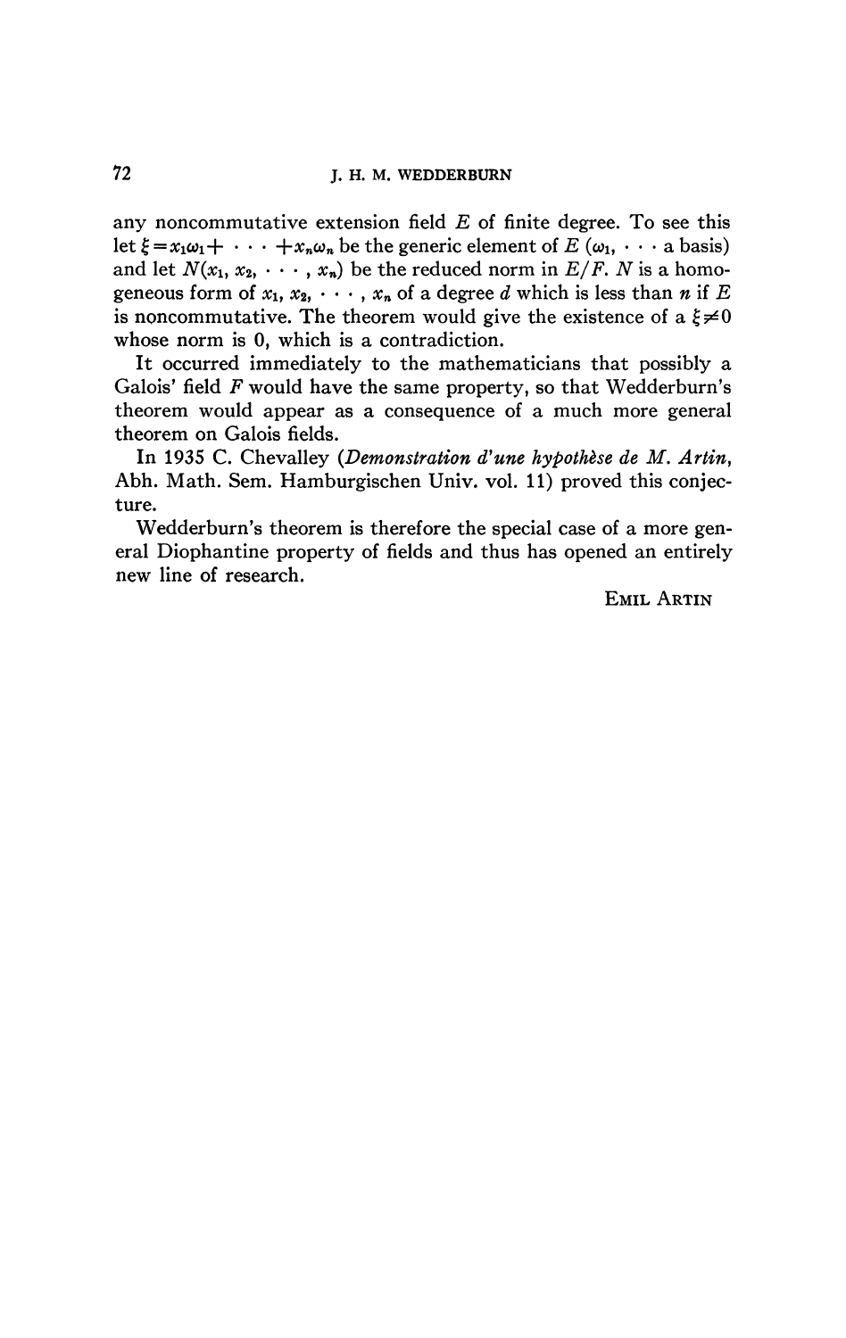any noncommutative extension field $E$ of finite degree. To see this let $\xi = x_1\omega_1 + \cdots + x_n\omega_n$ be the generic element of $E$ ($\omega_1, \cdots$ a basis) and let $N(x_1, x_2, \cdots, x_n)$ be the reduced norm in $E/F$. $N$ is a homogeneous form of $x_1, x_2, \cdots, x_n$ of a degree $d$ which is less than $n$ if $E$ is noncommutative. The theorem would give the existence of a $\xi \neq 0$ whose norm is 0, which is a contradiction.

It occurred immediately to the mathematicians that possibly a Galois' field $F$ would have the same property, so that Wedderburn's theorem would appear as a consequence of a much more general theorem on Galois fields.

In 1935 C. Chevalley (*Demonstration d'une hypothèse de M. Artin*, Abh. Math. Sem. Hamburgischen Univ. vol. 11) proved this conjecture.

Wedderburn's theorem is therefore the special case of a more general Diophantine property of fields and thus has opened an entirely new line of research.

EMIL ARTIN